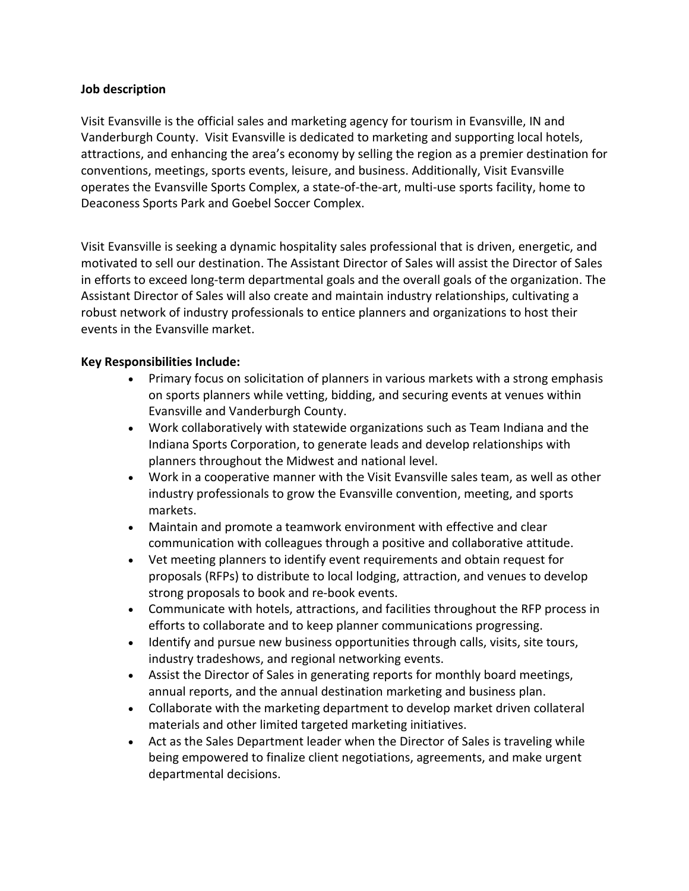**Job description**

Visit Evansville is the official sales and marketing agency for tourism in Evansville, IN and Vanderburgh County. Visit Evansville is dedicated to marketing and supporting local hotels, attractions, and enhancing the area's economy by selling the region as a premier destination for conventions, meetings, sports events, leisure, and business. Additionally, Visit Evansville operates the Evansville Sports Complex, a state-of-the-art, multi-use sports facility, home to Deaconess Sports Park and Goebel Soccer Complex.

Visit Evansville is seeking a dynamic hospitality sales professional that is driven, energetic, and motivated to sell our destination. The Assistant Director of Sales will assist the Director of Sales in efforts to exceed long-term departmental goals and the overall goals of the organization. The Assistant Director of Sales will also create and maintain industry relationships, cultivating a robust network of industry professionals to entice planners and organizations to host their events in the Evansville market.

**Key Responsibilities Include:**

- Primary focus on solicitation of planners in various markets with a strong emphasis on sports planners while vetting, bidding, and securing events at venues within Evansville and Vanderburgh County.
- Work collaboratively with statewide organizations such as Team Indiana and the Indiana Sports Corporation, to generate leads and develop relationships with planners throughout the Midwest and national level.
- Work in a cooperative manner with the Visit Evansville sales team, as well as other industry professionals to grow the Evansville convention, meeting, and sports markets.
- Maintain and promote a teamwork environment with effective and clear communication with colleagues through a positive and collaborative attitude.
- Vet meeting planners to identify event requirements and obtain request for proposals (RFPs) to distribute to local lodging, attraction, and venues to develop strong proposals to book and re-book events.
- Communicate with hotels, attractions, and facilities throughout the RFP process in efforts to collaborate and to keep planner communications progressing.
- Identify and pursue new business opportunities through calls, visits, site tours, industry tradeshows, and regional networking events.
- Assist the Director of Sales in generating reports for monthly board meetings, annual reports, and the annual destination marketing and business plan.
- Collaborate with the marketing department to develop market driven collateral materials and other limited targeted marketing initiatives.
- Act as the Sales Department leader when the Director of Sales is traveling while being empowered to finalize client negotiations, agreements, and make urgent departmental decisions.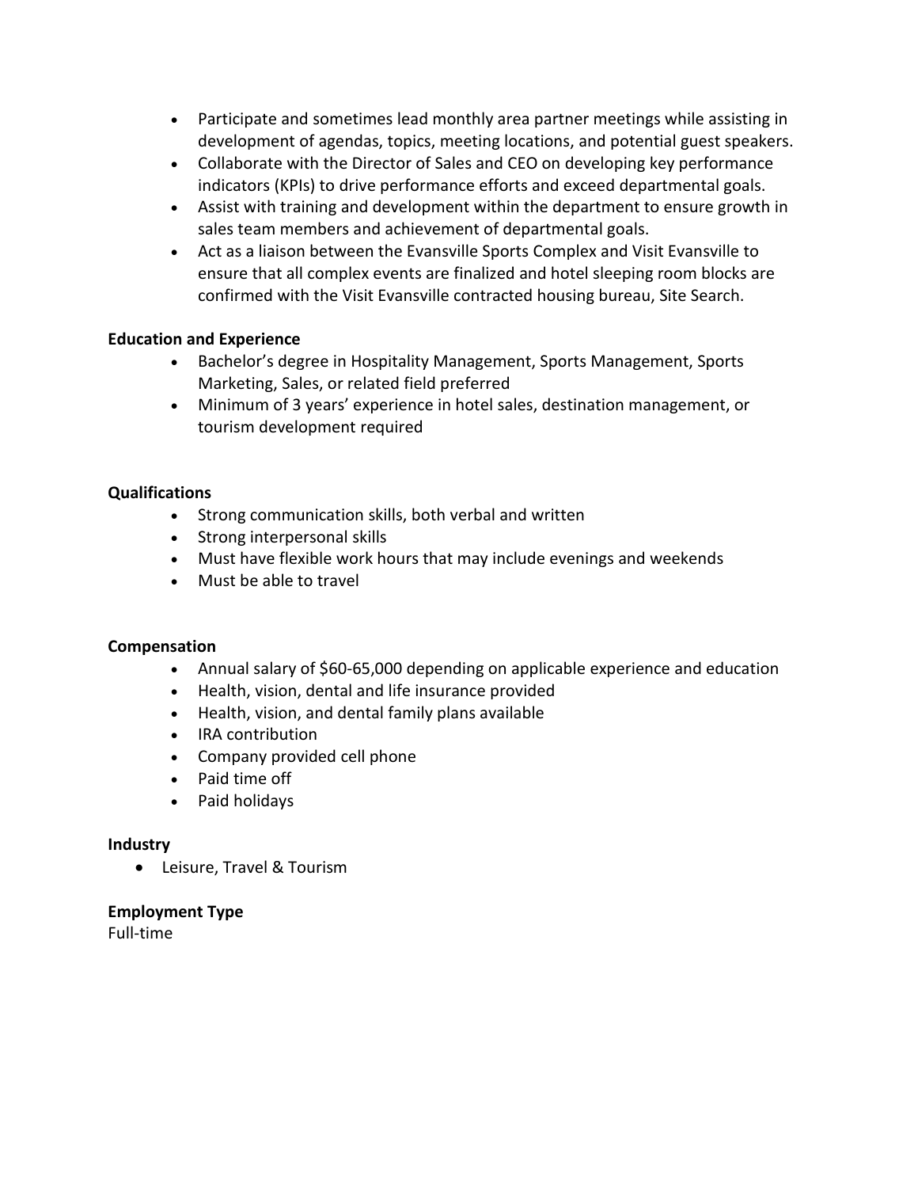- Participate and sometimes lead monthly area partner meetings while assisting in development of agendas, topics, meeting locations, and potential guest speakers.
- Collaborate with the Director of Sales and CEO on developing key performance indicators (KPIs) to drive performance efforts and exceed departmental goals.
- Assist with training and development within the department to ensure growth in sales team members and achievement of departmental goals.
- Act as a liaison between the Evansville Sports Complex and Visit Evansville to ensure that all complex events are finalized and hotel sleeping room blocks are confirmed with the Visit Evansville contracted housing bureau, Site Search.

**Education and Experience**

- Bachelor's degree in Hospitality Management, Sports Management, Sports Marketing, Sales, or related field preferred
- Minimum of 3 years' experience in hotel sales, destination management, or tourism development required

**Qualifications**

- Strong communication skills, both verbal and written
- Strong interpersonal skills
- Must have flexible work hours that may include evenings and weekends
- Must be able to travel

**Compensation**

- Annual salary of $60-65,000 depending on applicable experience and education
- Health, vision, dental and life insurance provided
- Health, vision, and dental family plans available
- IRA contribution
- Company provided cell phone
- Paid time off
- Paid holidays

**Industry**

- Leisure, Travel & Tourism

**Employment Type**

Full-time